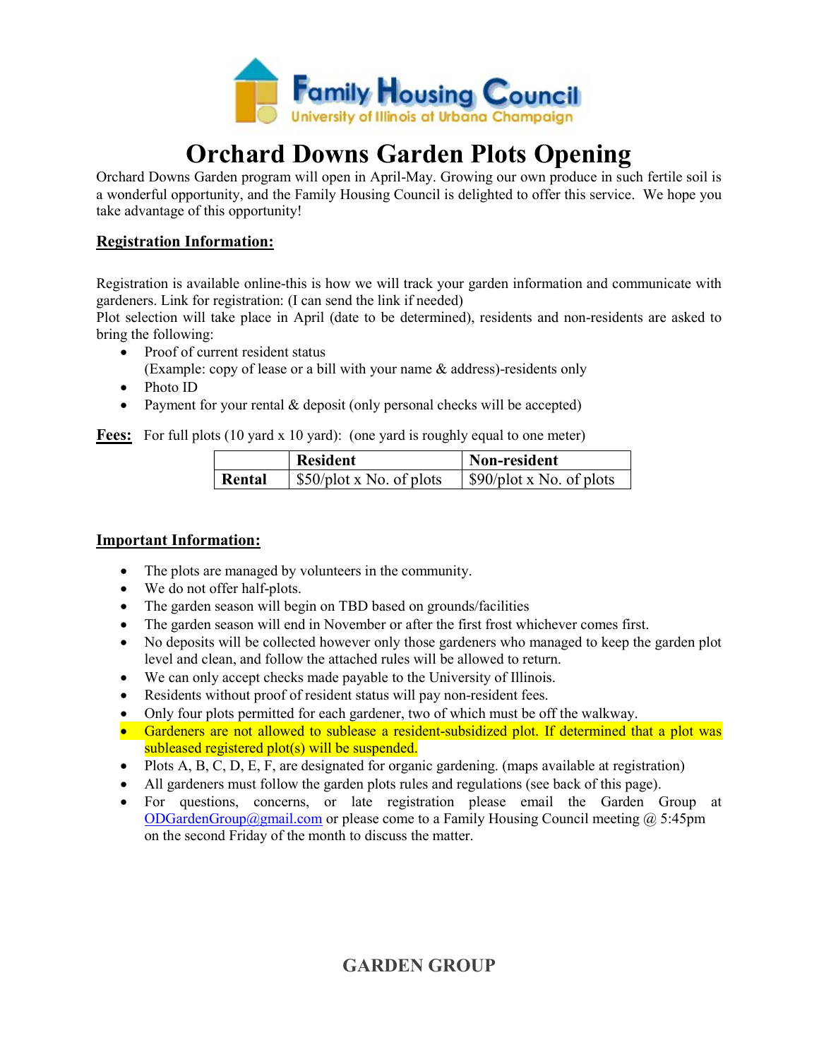Family Housing Council
University of Illinois at Urbana Champaign

# Orchard Downs Garden Plots Opening

Orchard Downs Garden program will open in April-May. Growing our own produce in such fertile soil is a wonderful opportunity, and the Family Housing Council is delighted to offer this service. We hope you take advantage of this opportunity!

## Registration Information:

Registration is available online-this is how we will track your garden information and communicate with gardeners. Link for registration: (I can send the link if needed)
Plot selection will take place in April (date to be determined), residents and non-residents are asked to bring the following:

- Proof of current resident status
  (Example: copy of lease or a bill with your name & address)-residents only
- Photo ID
- Payment for your rental & deposit (only personal checks will be accepted)

**Fees:** For full plots (10 yard x 10 yard): (one yard is roughly equal to one meter)

| | Resident | Non-resident |
|---|---|---|
| **Rental** | $50/plot x No. of plots | $90/plot x No. of plots |

## Important Information:

- The plots are managed by volunteers in the community.
- We do not offer half-plots.
- The garden season will begin on TBD based on grounds/facilities
- The garden season will end in November or after the first frost whichever comes first.
- No deposits will be collected however only those gardeners who managed to keep the garden plot level and clean, and follow the attached rules will be allowed to return.
- We can only accept checks made payable to the University of Illinois.
- Residents without proof of resident status will pay non-resident fees.
- Only four plots permitted for each gardener, two of which must be off the walkway.
- Gardeners are not allowed to sublease a resident-subsidized plot. If determined that a plot was subleased registered plot(s) will be suspended.
- Plots A, B, C, D, E, F, are designated for organic gardening. (maps available at registration)
- All gardeners must follow the garden plots rules and regulations (see back of this page).
- For questions, concerns, or late registration please email the Garden Group at ODGardenGroup@gmail.com or please come to a Family Housing Council meeting @ 5:45pm on the second Friday of the month to discuss the matter.

GARDEN GROUP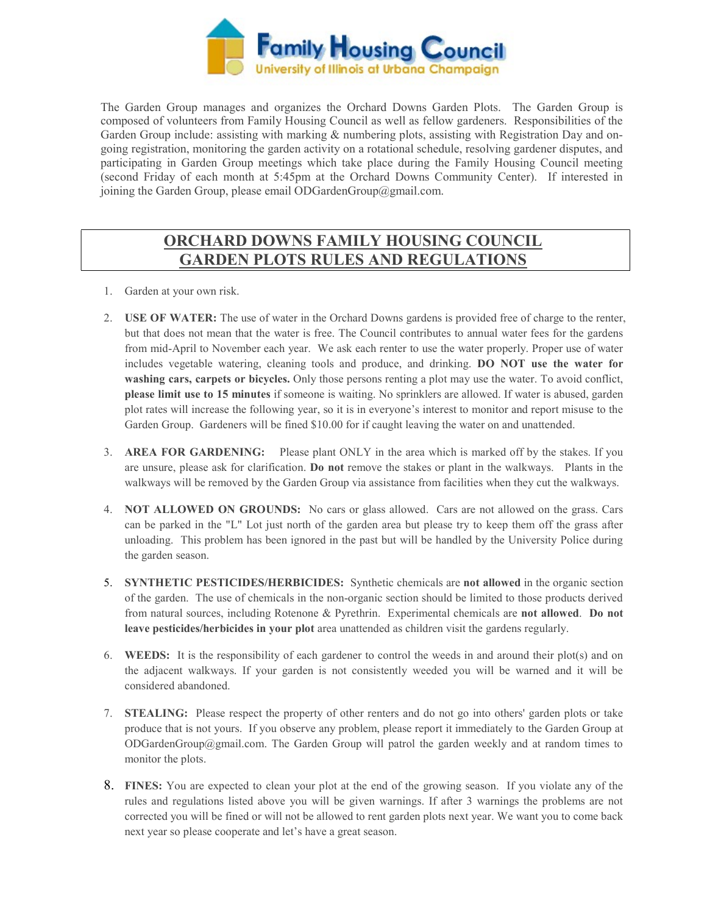The Garden Group manages and organizes the Orchard Downs Garden Plots. The Garden Group is composed of volunteers from Family Housing Council as well as fellow gardeners. Responsibilities of the Garden Group include: assisting with marking & numbering plots, assisting with Registration Day and on-going registration, monitoring the garden activity on a rotational schedule, resolving gardener disputes, and participating in Garden Group meetings which take place during the Family Housing Council meeting (second Friday of each month at 5:45pm at the Orchard Downs Community Center). If interested in joining the Garden Group, please email ODGardenGroup@gmail.com.

# ORCHARD DOWNS FAMILY HOUSING COUNCIL GARDEN PLOTS RULES AND REGULATIONS

1. Garden at your own risk.
2. **USE OF WATER:** The use of water in the Orchard Downs gardens is provided free of charge to the renter, but that does not mean that the water is free. The Council contributes to annual water fees for the gardens from mid-April to November each year. We ask each renter to use the water properly. Proper use of water includes vegetable watering, cleaning tools and produce, and drinking. **DO NOT use the water for washing cars, carpets or bicycles.** Only those persons renting a plot may use the water. To avoid conflict, **please limit use to 15 minutes** if someone is waiting. No sprinklers are allowed. If water is abused, garden plot rates will increase the following year, so it is in everyone's interest to monitor and report misuse to the Garden Group. Gardeners will be fined $10.00 for if caught leaving the water on and unattended.
3. **AREA FOR GARDENING:** Please plant ONLY in the area which is marked off by the stakes. If you are unsure, please ask for clarification. **Do not** remove the stakes or plant in the walkways. Plants in the walkways will be removed by the Garden Group via assistance from facilities when they cut the walkways.
4. **NOT ALLOWED ON GROUNDS:** No cars or glass allowed. Cars are not allowed on the grass. Cars can be parked in the "L" Lot just north of the garden area but please try to keep them off the grass after unloading. This problem has been ignored in the past but will be handled by the University Police during the garden season.
5. **SYNTHETIC PESTICIDES/HERBICIDES:** Synthetic chemicals are **not allowed** in the organic section of the garden. The use of chemicals in the non-organic section should be limited to those products derived from natural sources, including Rotenone & Pyrethrin. Experimental chemicals are **not allowed**. **Do not leave pesticides/herbicides in your plot** area unattended as children visit the gardens regularly.
6. **WEEDS:** It is the responsibility of each gardener to control the weeds in and around their plot(s) and on the adjacent walkways. If your garden is not consistently weeded you will be warned and it will be considered abandoned.
7. **STEALING:** Please respect the property of other renters and do not go into others' garden plots or take produce that is not yours. If you observe any problem, please report it immediately to the Garden Group at ODGardenGroup@gmail.com. The Garden Group will patrol the garden weekly and at random times to monitor the plots.
8. **FINES:** You are expected to clean your plot at the end of the growing season. If you violate any of the rules and regulations listed above you will be given warnings. If after 3 warnings the problems are not corrected you will be fined or will not be allowed to rent garden plots next year. We want you to come back next year so please cooperate and let's have a great season.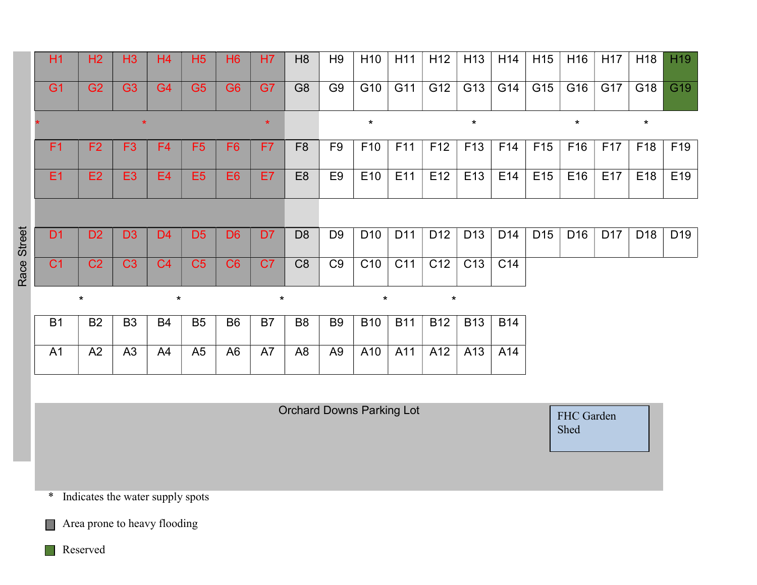Race Street

| | | | | | | | | | | | | | | | | | | |
|---|---|---|---|---|---|---|---|---|---|---|---|---|---|---|---|---|---|---|
| H1 | H2 | H3 | H4 | H5 | H6 | H7 | H8 | H9 | H10 | H11 | H12 | H13 | H14 | H15 | H16 | H17 | H18 | H19 |
| G1 | G2 | G3 | G4 | G5 | G6 | G7 | G8 | G9 | G10 | G11 | G12 | G13 | G14 | G15 | G16 | G17 | G18 | G19 |
| * | | | * | | | * | | | * | | | * | | | * | | * | |
| F1 | F2 | F3 | F4 | F5 | F6 | F7 | F8 | F9 | F10 | F11 | F12 | F13 | F14 | F15 | F16 | F17 | F18 | F19 |
| E1 | E2 | E3 | E4 | E5 | E6 | E7 | E8 | E9 | E10 | E11 | E12 | E13 | E14 | E15 | E16 | E17 | E18 | E19 |
| | | | | | | | | | | | | | | | | | | |
| D1 | D2 | D3 | D4 | D5 | D6 | D7 | D8 | D9 | D10 | D11 | D12 | D13 | D14 | D15 | D16 | D17 | D18 | D19 |
| C1 | C2 | C3 | C4 | C5 | C6 | C7 | C8 | C9 | C10 | C11 | C12 | C13 | C14 | | | | | |
| | * | | * | | | * | | | * | | * | | | | | | | |
| B1 | B2 | B3 | B4 | B5 | B6 | B7 | B8 | B9 | B10 | B11 | B12 | B13 | B14 | | | | | |
| A1 | A2 | A3 | A4 | A5 | A6 | A7 | A8 | A9 | A10 | A11 | A12 | A13 | A14 | | | | | |

Orchard Downs Parking Lot

FHC Garden Shed

\* Indicates the water supply spots

Area prone to heavy flooding

Reserved